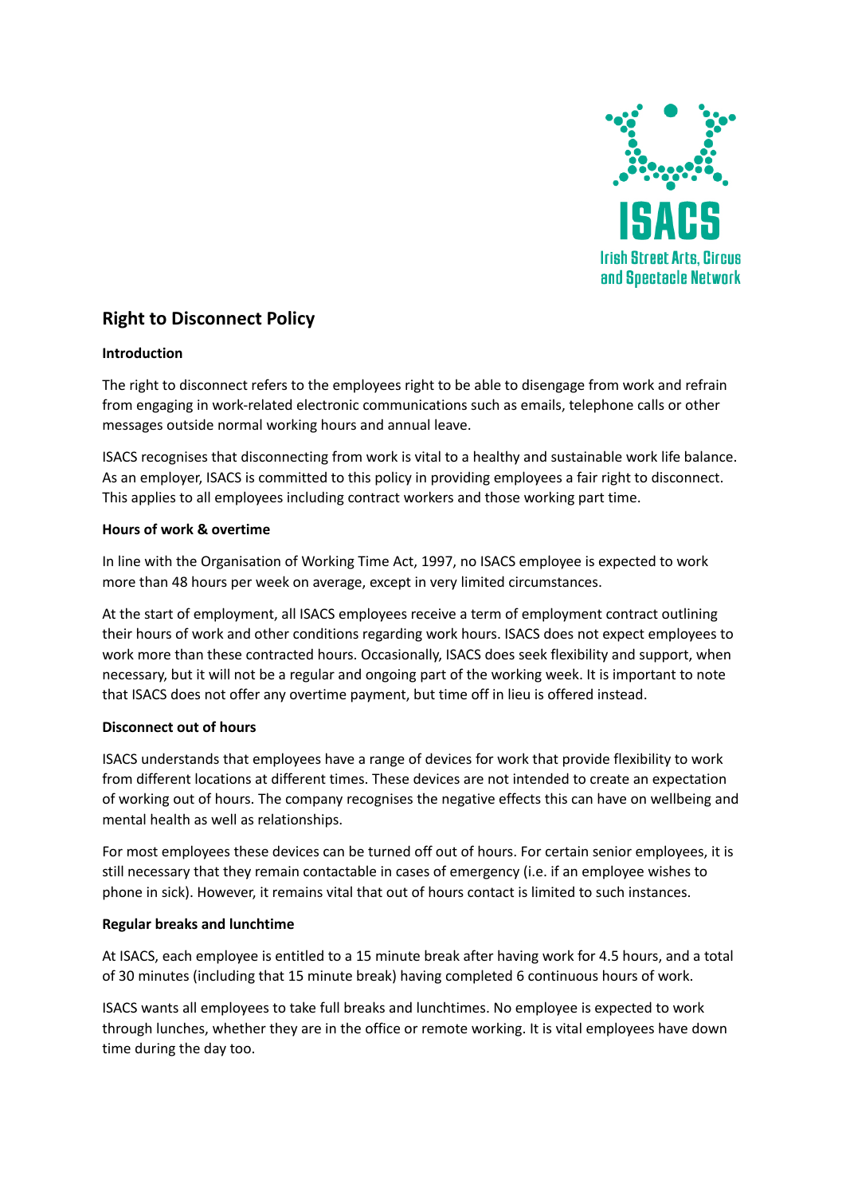ISACS

Irish Street Arts, Circus and Spectacle Network

## Right to Disconnect Policy

**Introduction**

The right to disconnect refers to the employees right to be able to disengage from work and refrain from engaging in work-related electronic communications such as emails, telephone calls or other messages outside normal working hours and annual leave.

ISACS recognises that disconnecting from work is vital to a healthy and sustainable work life balance. As an employer, ISACS is committed to this policy in providing employees a fair right to disconnect. This applies to all employees including contract workers and those working part time.

**Hours of work & overtime**

In line with the Organisation of Working Time Act, 1997, no ISACS employee is expected to work more than 48 hours per week on average, except in very limited circumstances.

At the start of employment, all ISACS employees receive a term of employment contract outlining their hours of work and other conditions regarding work hours. ISACS does not expect employees to work more than these contracted hours. Occasionally, ISACS does seek flexibility and support, when necessary, but it will not be a regular and ongoing part of the working week. It is important to note that ISACS does not offer any overtime payment, but time off in lieu is offered instead.

**Disconnect out of hours**

ISACS understands that employees have a range of devices for work that provide flexibility to work from different locations at different times. These devices are not intended to create an expectation of working out of hours. The company recognises the negative effects this can have on wellbeing and mental health as well as relationships.

For most employees these devices can be turned off out of hours. For certain senior employees, it is still necessary that they remain contactable in cases of emergency (i.e. if an employee wishes to phone in sick). However, it remains vital that out of hours contact is limited to such instances.

**Regular breaks and lunchtime**

At ISACS, each employee is entitled to a 15 minute break after having work for 4.5 hours, and a total of 30 minutes (including that 15 minute break) having completed 6 continuous hours of work.

ISACS wants all employees to take full breaks and lunchtimes. No employee is expected to work through lunches, whether they are in the office or remote working. It is vital employees have down time during the day too.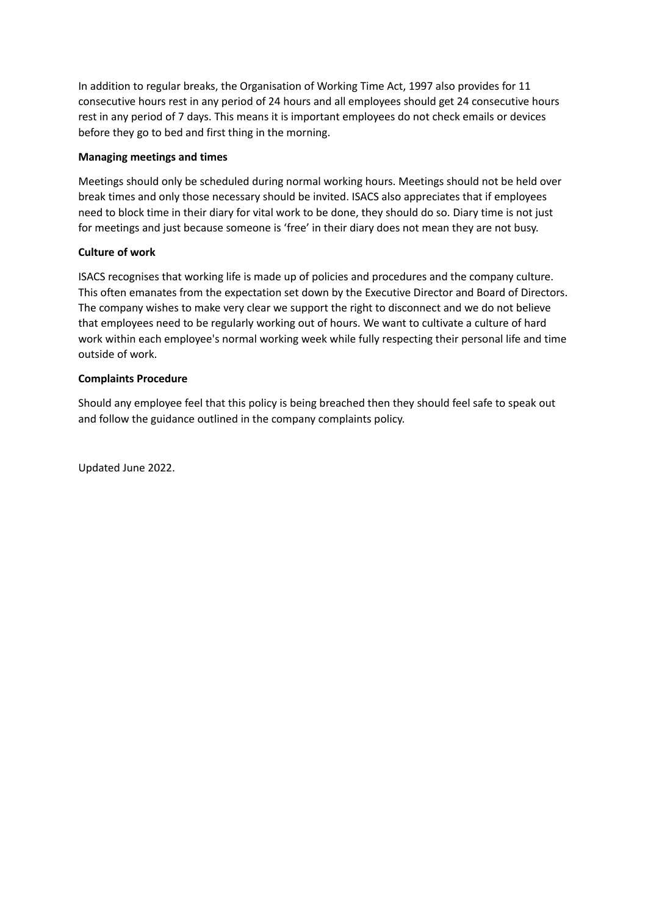In addition to regular breaks, the Organisation of Working Time Act, 1997 also provides for 11 consecutive hours rest in any period of 24 hours and all employees should get 24 consecutive hours rest in any period of 7 days. This means it is important employees do not check emails or devices before they go to bed and first thing in the morning.

**Managing meetings and times**

Meetings should only be scheduled during normal working hours. Meetings should not be held over break times and only those necessary should be invited. ISACS also appreciates that if employees need to block time in their diary for vital work to be done, they should do so. Diary time is not just for meetings and just because someone is 'free' in their diary does not mean they are not busy.

**Culture of work**

ISACS recognises that working life is made up of policies and procedures and the company culture. This often emanates from the expectation set down by the Executive Director and Board of Directors. The company wishes to make very clear we support the right to disconnect and we do not believe that employees need to be regularly working out of hours. We want to cultivate a culture of hard work within each employee's normal working week while fully respecting their personal life and time outside of work.

**Complaints Procedure**

Should any employee feel that this policy is being breached then they should feel safe to speak out and follow the guidance outlined in the company complaints policy.

Updated June 2022.